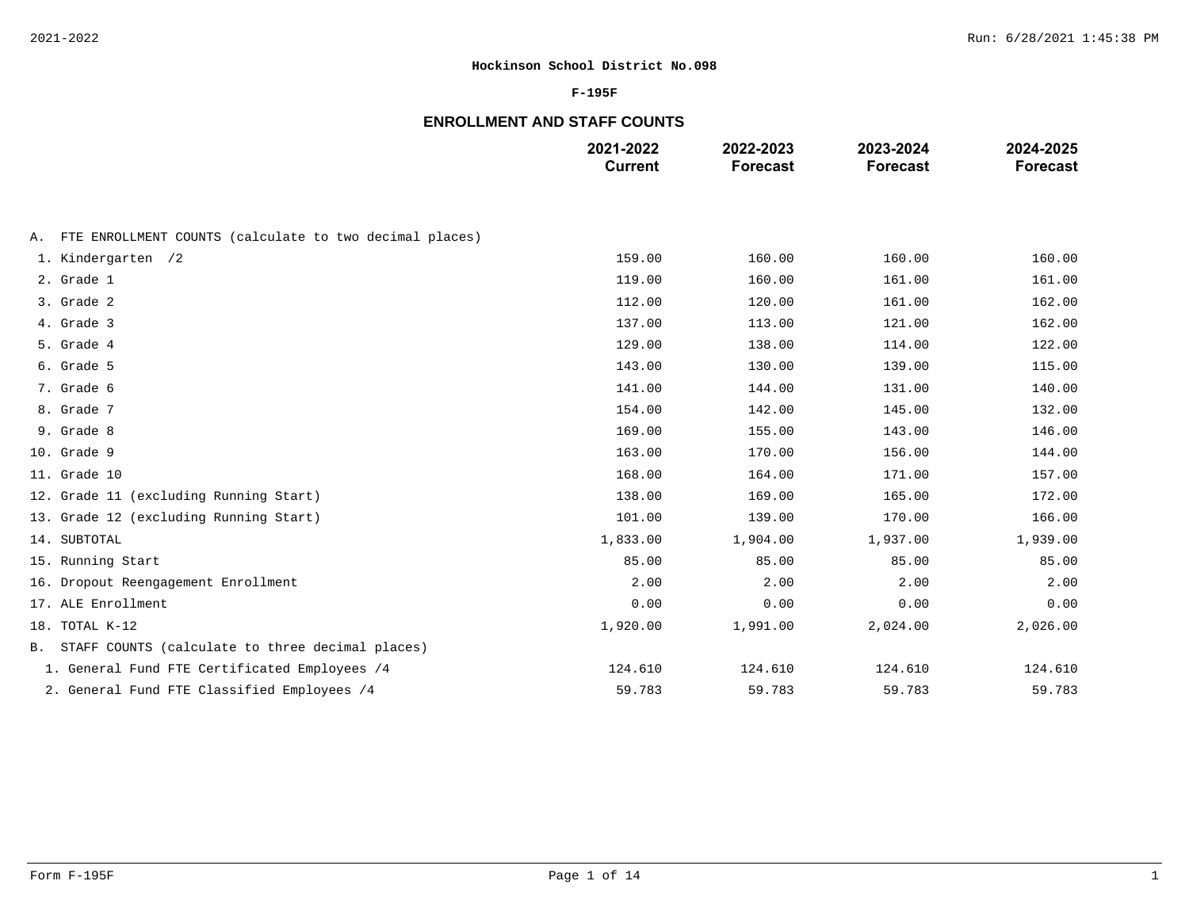**Hockinson School District No.098**

**F-195F**

## ENROLLMENT AND STAFF COUNTS

| | 2021-2022 Current | 2022-2023 Forecast | 2023-2024 Forecast | 2024-2025 Forecast |
|---|---|---|---|---|
| A. FTE ENROLLMENT COUNTS (calculate to two decimal places) | | | | |
| 1. Kindergarten /2 | 159.00 | 160.00 | 160.00 | 160.00 |
| 2. Grade 1 | 119.00 | 160.00 | 161.00 | 161.00 |
| 3. Grade 2 | 112.00 | 120.00 | 161.00 | 162.00 |
| 4. Grade 3 | 137.00 | 113.00 | 121.00 | 162.00 |
| 5. Grade 4 | 129.00 | 138.00 | 114.00 | 122.00 |
| 6. Grade 5 | 143.00 | 130.00 | 139.00 | 115.00 |
| 7. Grade 6 | 141.00 | 144.00 | 131.00 | 140.00 |
| 8. Grade 7 | 154.00 | 142.00 | 145.00 | 132.00 |
| 9. Grade 8 | 169.00 | 155.00 | 143.00 | 146.00 |
| 10. Grade 9 | 163.00 | 170.00 | 156.00 | 144.00 |
| 11. Grade 10 | 168.00 | 164.00 | 171.00 | 157.00 |
| 12. Grade 11 (excluding Running Start) | 138.00 | 169.00 | 165.00 | 172.00 |
| 13. Grade 12 (excluding Running Start) | 101.00 | 139.00 | 170.00 | 166.00 |
| 14. SUBTOTAL | 1,833.00 | 1,904.00 | 1,937.00 | 1,939.00 |
| 15. Running Start | 85.00 | 85.00 | 85.00 | 85.00 |
| 16. Dropout Reengagement Enrollment | 2.00 | 2.00 | 2.00 | 2.00 |
| 17. ALE Enrollment | 0.00 | 0.00 | 0.00 | 0.00 |
| 18. TOTAL K-12 | 1,920.00 | 1,991.00 | 2,024.00 | 2,026.00 |
| B. STAFF COUNTS (calculate to three decimal places) | | | | |
| 1. General Fund FTE Certificated Employees /4 | 124.610 | 124.610 | 124.610 | 124.610 |
| 2. General Fund FTE Classified Employees /4 | 59.783 | 59.783 | 59.783 | 59.783 |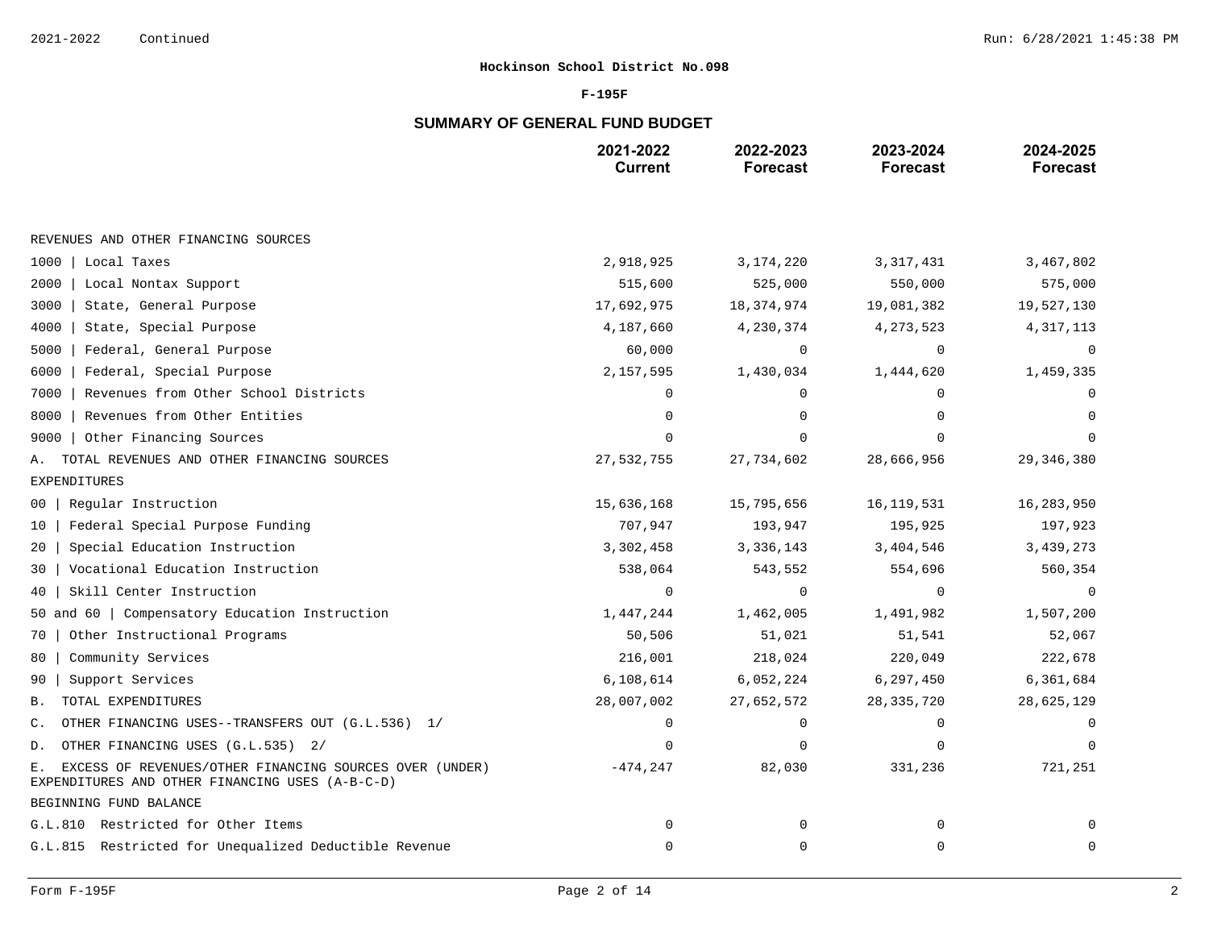**Hockinson School District No.098**

**F-195F**

## SUMMARY OF GENERAL FUND BUDGET

| | 2021-2022 Current | 2022-2023 Forecast | 2023-2024 Forecast | 2024-2025 Forecast |
|---|---|---|---|---|
| REVENUES AND OTHER FINANCING SOURCES | | | | |
| 1000 \| Local Taxes | 2,918,925 | 3,174,220 | 3,317,431 | 3,467,802 |
| 2000 \| Local Nontax Support | 515,600 | 525,000 | 550,000 | 575,000 |
| 3000 \| State, General Purpose | 17,692,975 | 18,374,974 | 19,081,382 | 19,527,130 |
| 4000 \| State, Special Purpose | 4,187,660 | 4,230,374 | 4,273,523 | 4,317,113 |
| 5000 \| Federal, General Purpose | 60,000 | 0 | 0 | 0 |
| 6000 \| Federal, Special Purpose | 2,157,595 | 1,430,034 | 1,444,620 | 1,459,335 |
| 7000 \| Revenues from Other School Districts | 0 | 0 | 0 | 0 |
| 8000 \| Revenues from Other Entities | 0 | 0 | 0 | 0 |
| 9000 \| Other Financing Sources | 0 | 0 | 0 | 0 |
| A. TOTAL REVENUES AND OTHER FINANCING SOURCES | 27,532,755 | 27,734,602 | 28,666,956 | 29,346,380 |
| EXPENDITURES | | | | |
| 00 \| Regular Instruction | 15,636,168 | 15,795,656 | 16,119,531 | 16,283,950 |
| 10 \| Federal Special Purpose Funding | 707,947 | 193,947 | 195,925 | 197,923 |
| 20 \| Special Education Instruction | 3,302,458 | 3,336,143 | 3,404,546 | 3,439,273 |
| 30 \| Vocational Education Instruction | 538,064 | 543,552 | 554,696 | 560,354 |
| 40 \| Skill Center Instruction | 0 | 0 | 0 | 0 |
| 50 and 60 \| Compensatory Education Instruction | 1,447,244 | 1,462,005 | 1,491,982 | 1,507,200 |
| 70 \| Other Instructional Programs | 50,506 | 51,021 | 51,541 | 52,067 |
| 80 \| Community Services | 216,001 | 218,024 | 220,049 | 222,678 |
| 90 \| Support Services | 6,108,614 | 6,052,224 | 6,297,450 | 6,361,684 |
| B. TOTAL EXPENDITURES | 28,007,002 | 27,652,572 | 28,335,720 | 28,625,129 |
| C. OTHER FINANCING USES--TRANSFERS OUT (G.L.536) 1/ | 0 | 0 | 0 | 0 |
| D. OTHER FINANCING USES (G.L.535) 2/ | 0 | 0 | 0 | 0 |
| E. EXCESS OF REVENUES/OTHER FINANCING SOURCES OVER (UNDER) EXPENDITURES AND OTHER FINANCING USES (A-B-C-D) | -474,247 | 82,030 | 331,236 | 721,251 |
| BEGINNING FUND BALANCE | | | | |
| G.L.810 Restricted for Other Items | 0 | 0 | 0 | 0 |
| G.L.815 Restricted for Unequalized Deductible Revenue | 0 | 0 | 0 | 0 |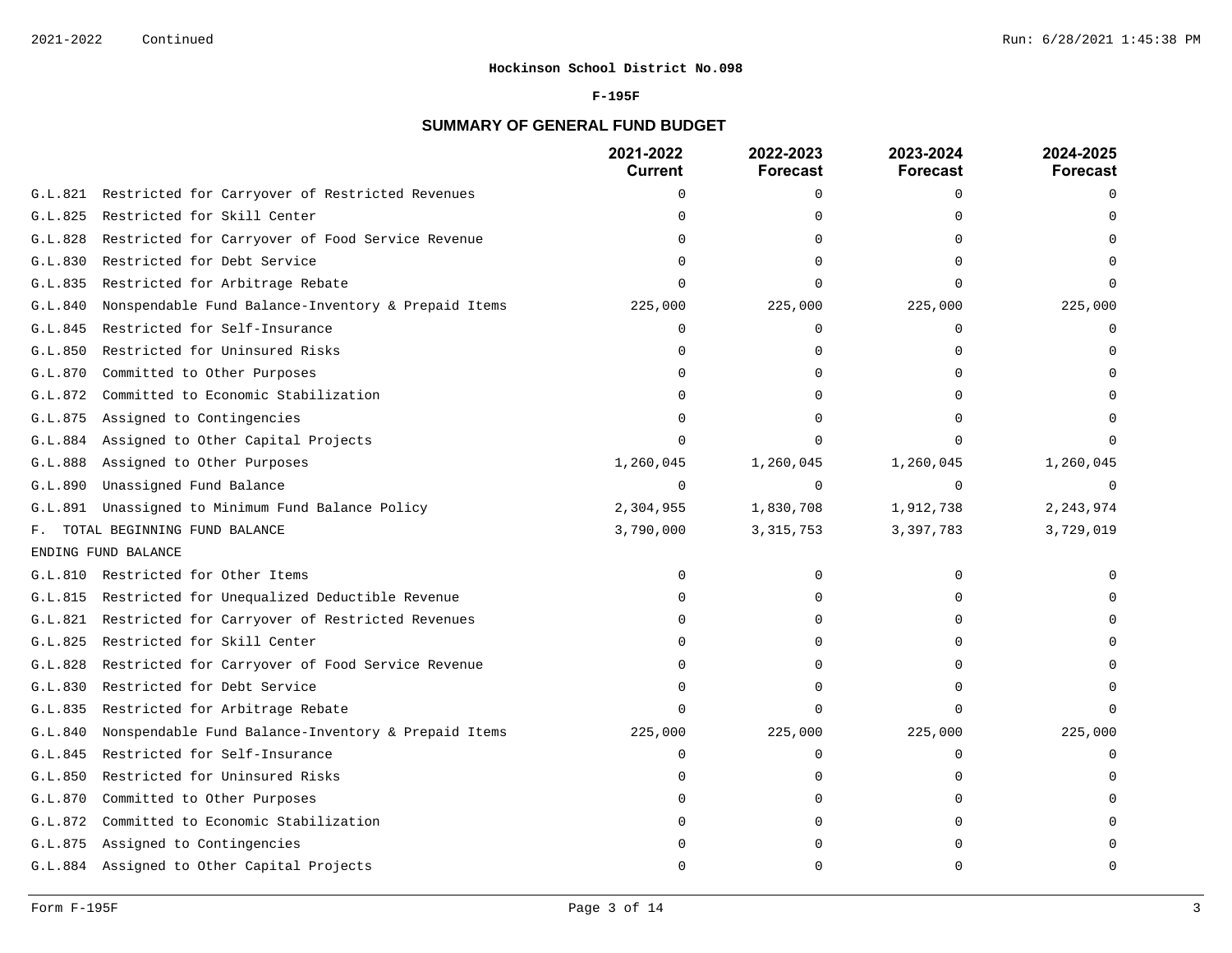**Hockinson School District No.098**

**F-195F**

## SUMMARY OF GENERAL FUND BUDGET

| | | 2021-2022 Current | 2022-2023 Forecast | 2023-2024 Forecast | 2024-2025 Forecast |
|---|---|---|---|---|---|
| G.L.821 | Restricted for Carryover of Restricted Revenues | 0 | 0 | 0 | 0 |
| G.L.825 | Restricted for Skill Center | 0 | 0 | 0 | 0 |
| G.L.828 | Restricted for Carryover of Food Service Revenue | 0 | 0 | 0 | 0 |
| G.L.830 | Restricted for Debt Service | 0 | 0 | 0 | 0 |
| G.L.835 | Restricted for Arbitrage Rebate | 0 | 0 | 0 | 0 |
| G.L.840 | Nonspendable Fund Balance-Inventory & Prepaid Items | 225,000 | 225,000 | 225,000 | 225,000 |
| G.L.845 | Restricted for Self-Insurance | 0 | 0 | 0 | 0 |
| G.L.850 | Restricted for Uninsured Risks | 0 | 0 | 0 | 0 |
| G.L.870 | Committed to Other Purposes | 0 | 0 | 0 | 0 |
| G.L.872 | Committed to Economic Stabilization | 0 | 0 | 0 | 0 |
| G.L.875 | Assigned to Contingencies | 0 | 0 | 0 | 0 |
| G.L.884 | Assigned to Other Capital Projects | 0 | 0 | 0 | 0 |
| G.L.888 | Assigned to Other Purposes | 1,260,045 | 1,260,045 | 1,260,045 | 1,260,045 |
| G.L.890 | Unassigned Fund Balance | 0 | 0 | 0 | 0 |
| G.L.891 | Unassigned to Minimum Fund Balance Policy | 2,304,955 | 1,830,708 | 1,912,738 | 2,243,974 |
| F. | TOTAL BEGINNING FUND BALANCE | 3,790,000 | 3,315,753 | 3,397,783 | 3,729,019 |
| ENDING FUND BALANCE | | | | | |
| G.L.810 | Restricted for Other Items | 0 | 0 | 0 | 0 |
| G.L.815 | Restricted for Unequalized Deductible Revenue | 0 | 0 | 0 | 0 |
| G.L.821 | Restricted for Carryover of Restricted Revenues | 0 | 0 | 0 | 0 |
| G.L.825 | Restricted for Skill Center | 0 | 0 | 0 | 0 |
| G.L.828 | Restricted for Carryover of Food Service Revenue | 0 | 0 | 0 | 0 |
| G.L.830 | Restricted for Debt Service | 0 | 0 | 0 | 0 |
| G.L.835 | Restricted for Arbitrage Rebate | 0 | 0 | 0 | 0 |
| G.L.840 | Nonspendable Fund Balance-Inventory & Prepaid Items | 225,000 | 225,000 | 225,000 | 225,000 |
| G.L.845 | Restricted for Self-Insurance | 0 | 0 | 0 | 0 |
| G.L.850 | Restricted for Uninsured Risks | 0 | 0 | 0 | 0 |
| G.L.870 | Committed to Other Purposes | 0 | 0 | 0 | 0 |
| G.L.872 | Committed to Economic Stabilization | 0 | 0 | 0 | 0 |
| G.L.875 | Assigned to Contingencies | 0 | 0 | 0 | 0 |
| G.L.884 | Assigned to Other Capital Projects | 0 | 0 | 0 | 0 |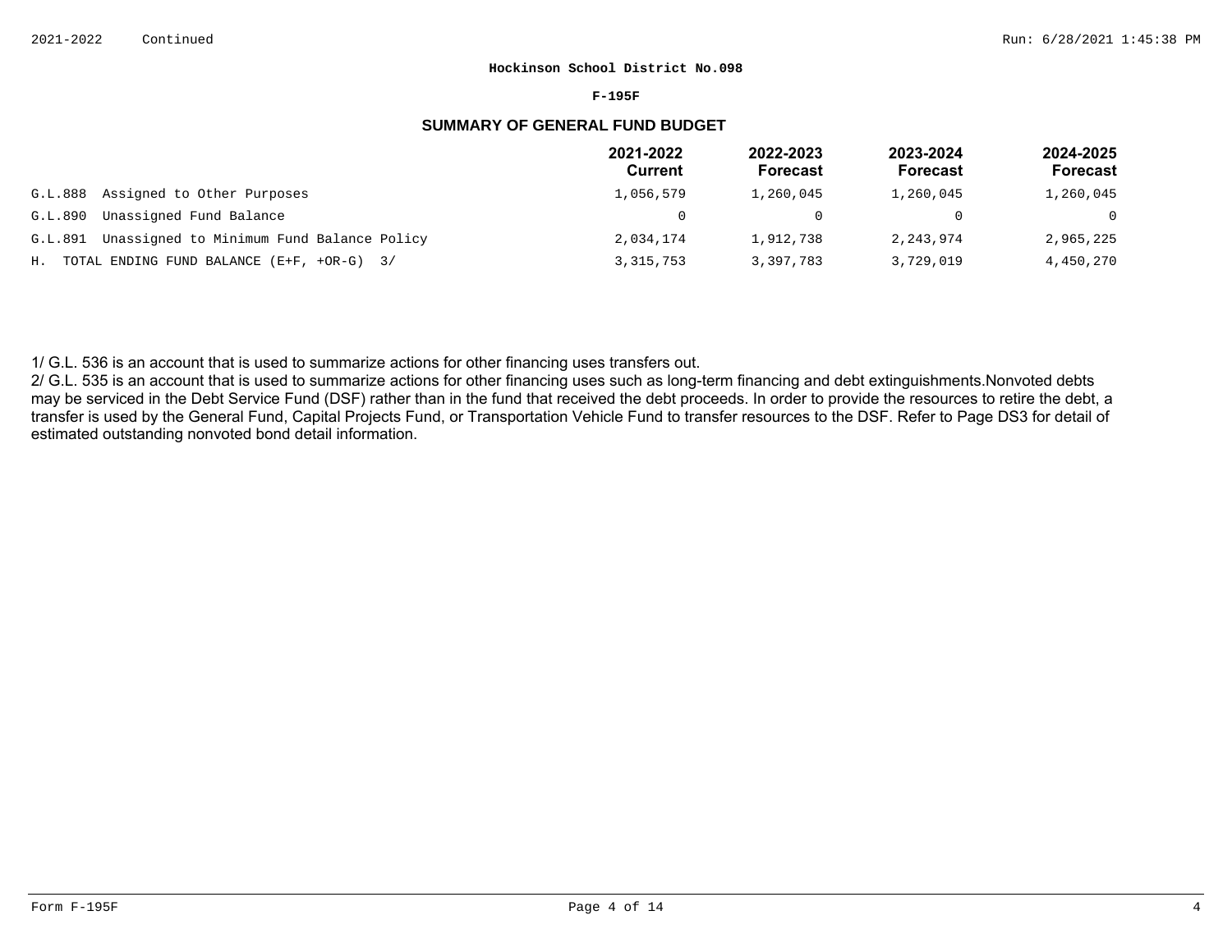**Hockinson School District No.098**

**F-195F**

## SUMMARY OF GENERAL FUND BUDGET

| | 2021-2022 Current | 2022-2023 Forecast | 2023-2024 Forecast | 2024-2025 Forecast |
|---|---|---|---|---|
| G.L.888 Assigned to Other Purposes | 1,056,579 | 1,260,045 | 1,260,045 | 1,260,045 |
| G.L.890 Unassigned Fund Balance | 0 | 0 | 0 | 0 |
| G.L.891 Unassigned to Minimum Fund Balance Policy | 2,034,174 | 1,912,738 | 2,243,974 | 2,965,225 |
| H. TOTAL ENDING FUND BALANCE (E+F, +OR-G) 3/ | 3,315,753 | 3,397,783 | 3,729,019 | 4,450,270 |

1/ G.L. 536 is an account that is used to summarize actions for other financing uses transfers out.

2/ G.L. 535 is an account that is used to summarize actions for other financing uses such as long-term financing and debt extinguishments.Nonvoted debts may be serviced in the Debt Service Fund (DSF) rather than in the fund that received the debt proceeds. In order to provide the resources to retire the debt, a transfer is used by the General Fund, Capital Projects Fund, or Transportation Vehicle Fund to transfer resources to the DSF. Refer to Page DS3 for detail of estimated outstanding nonvoted bond detail information.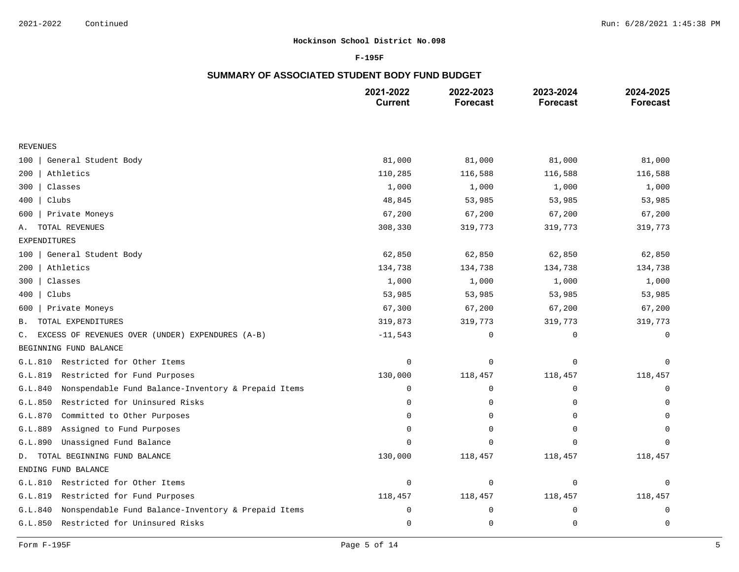**Hockinson School District No.098**

**F-195F**

## SUMMARY OF ASSOCIATED STUDENT BODY FUND BUDGET

| | 2021-2022 Current | 2022-2023 Forecast | 2023-2024 Forecast | 2024-2025 Forecast |
|---|---|---|---|---|
| REVENUES | | | | |
| 100 \| General Student Body | 81,000 | 81,000 | 81,000 | 81,000 |
| 200 \| Athletics | 110,285 | 116,588 | 116,588 | 116,588 |
| 300 \| Classes | 1,000 | 1,000 | 1,000 | 1,000 |
| 400 \| Clubs | 48,845 | 53,985 | 53,985 | 53,985 |
| 600 \| Private Moneys | 67,200 | 67,200 | 67,200 | 67,200 |
| A. TOTAL REVENUES | 308,330 | 319,773 | 319,773 | 319,773 |
| EXPENDITURES | | | | |
| 100 \| General Student Body | 62,850 | 62,850 | 62,850 | 62,850 |
| 200 \| Athletics | 134,738 | 134,738 | 134,738 | 134,738 |
| 300 \| Classes | 1,000 | 1,000 | 1,000 | 1,000 |
| 400 \| Clubs | 53,985 | 53,985 | 53,985 | 53,985 |
| 600 \| Private Moneys | 67,300 | 67,200 | 67,200 | 67,200 |
| B. TOTAL EXPENDITURES | 319,873 | 319,773 | 319,773 | 319,773 |
| C. EXCESS OF REVENUES OVER (UNDER) EXPENDURES (A-B) | -11,543 | 0 | 0 | 0 |
| BEGINNING FUND BALANCE | | | | |
| G.L.810 Restricted for Other Items | 0 | 0 | 0 | 0 |
| G.L.819 Restricted for Fund Purposes | 130,000 | 118,457 | 118,457 | 118,457 |
| G.L.840 Nonspendable Fund Balance-Inventory & Prepaid Items | 0 | 0 | 0 | 0 |
| G.L.850 Restricted for Uninsured Risks | 0 | 0 | 0 | 0 |
| G.L.870 Committed to Other Purposes | 0 | 0 | 0 | 0 |
| G.L.889 Assigned to Fund Purposes | 0 | 0 | 0 | 0 |
| G.L.890 Unassigned Fund Balance | 0 | 0 | 0 | 0 |
| D. TOTAL BEGINNING FUND BALANCE | 130,000 | 118,457 | 118,457 | 118,457 |
| ENDING FUND BALANCE | | | | |
| G.L.810 Restricted for Other Items | 0 | 0 | 0 | 0 |
| G.L.819 Restricted for Fund Purposes | 118,457 | 118,457 | 118,457 | 118,457 |
| G.L.840 Nonspendable Fund Balance-Inventory & Prepaid Items | 0 | 0 | 0 | 0 |
| G.L.850 Restricted for Uninsured Risks | 0 | 0 | 0 | 0 |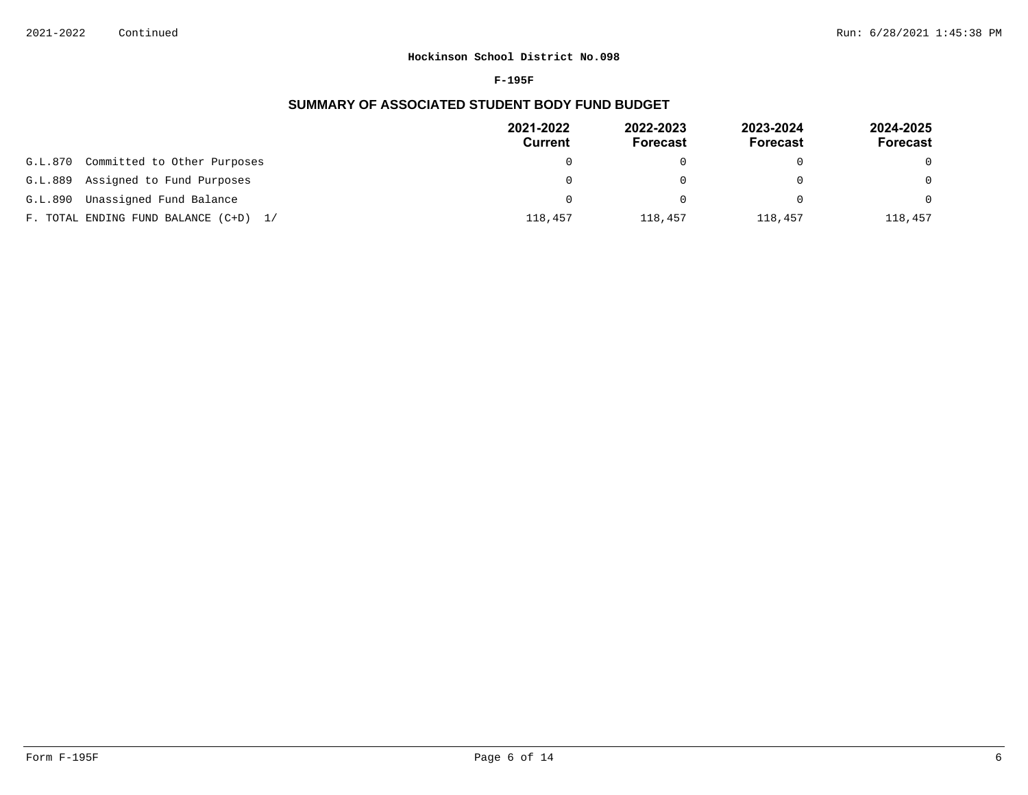**Hockinson School District No.098**

**F-195F**

## SUMMARY OF ASSOCIATED STUDENT BODY FUND BUDGET

| | 2021-2022 Current | 2022-2023 Forecast | 2023-2024 Forecast | 2024-2025 Forecast |
|---|---|---|---|---|
| G.L.870 Committed to Other Purposes | 0 | 0 | 0 | 0 |
| G.L.889 Assigned to Fund Purposes | 0 | 0 | 0 | 0 |
| G.L.890 Unassigned Fund Balance | 0 | 0 | 0 | 0 |
| F. TOTAL ENDING FUND BALANCE (C+D) 1/ | 118,457 | 118,457 | 118,457 | 118,457 |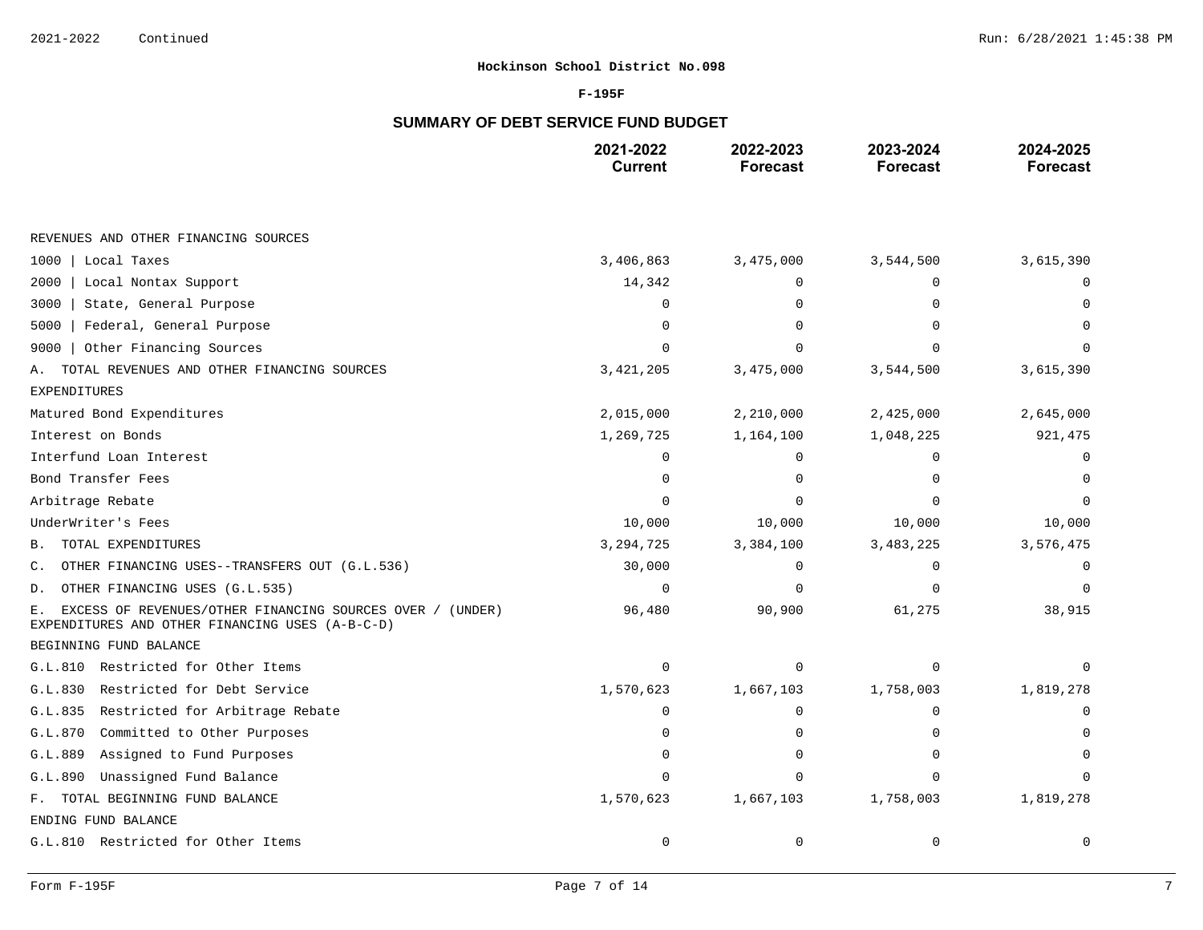**Hockinson School District No.098**

**F-195F**

## SUMMARY OF DEBT SERVICE FUND BUDGET

| | 2021-2022 Current | 2022-2023 Forecast | 2023-2024 Forecast | 2024-2025 Forecast |
|---|---|---|---|---|
| REVENUES AND OTHER FINANCING SOURCES | | | | |
| 1000 \| Local Taxes | 3,406,863 | 3,475,000 | 3,544,500 | 3,615,390 |
| 2000 \| Local Nontax Support | 14,342 | 0 | 0 | 0 |
| 3000 \| State, General Purpose | 0 | 0 | 0 | 0 |
| 5000 \| Federal, General Purpose | 0 | 0 | 0 | 0 |
| 9000 \| Other Financing Sources | 0 | 0 | 0 | 0 |
| A. TOTAL REVENUES AND OTHER FINANCING SOURCES | 3,421,205 | 3,475,000 | 3,544,500 | 3,615,390 |
| EXPENDITURES | | | | |
| Matured Bond Expenditures | 2,015,000 | 2,210,000 | 2,425,000 | 2,645,000 |
| Interest on Bonds | 1,269,725 | 1,164,100 | 1,048,225 | 921,475 |
| Interfund Loan Interest | 0 | 0 | 0 | 0 |
| Bond Transfer Fees | 0 | 0 | 0 | 0 |
| Arbitrage Rebate | 0 | 0 | 0 | 0 |
| UnderWriter's Fees | 10,000 | 10,000 | 10,000 | 10,000 |
| B. TOTAL EXPENDITURES | 3,294,725 | 3,384,100 | 3,483,225 | 3,576,475 |
| C. OTHER FINANCING USES--TRANSFERS OUT (G.L.536) | 30,000 | 0 | 0 | 0 |
| D. OTHER FINANCING USES (G.L.535) | 0 | 0 | 0 | 0 |
| E. EXCESS OF REVENUES/OTHER FINANCING SOURCES OVER / (UNDER) EXPENDITURES AND OTHER FINANCING USES (A-B-C-D) | 96,480 | 90,900 | 61,275 | 38,915 |
| BEGINNING FUND BALANCE | | | | |
| G.L.810 Restricted for Other Items | 0 | 0 | 0 | 0 |
| G.L.830 Restricted for Debt Service | 1,570,623 | 1,667,103 | 1,758,003 | 1,819,278 |
| G.L.835 Restricted for Arbitrage Rebate | 0 | 0 | 0 | 0 |
| G.L.870 Committed to Other Purposes | 0 | 0 | 0 | 0 |
| G.L.889 Assigned to Fund Purposes | 0 | 0 | 0 | 0 |
| G.L.890 Unassigned Fund Balance | 0 | 0 | 0 | 0 |
| F. TOTAL BEGINNING FUND BALANCE | 1,570,623 | 1,667,103 | 1,758,003 | 1,819,278 |
| ENDING FUND BALANCE | | | | |
| G.L.810 Restricted for Other Items | 0 | 0 | 0 | 0 |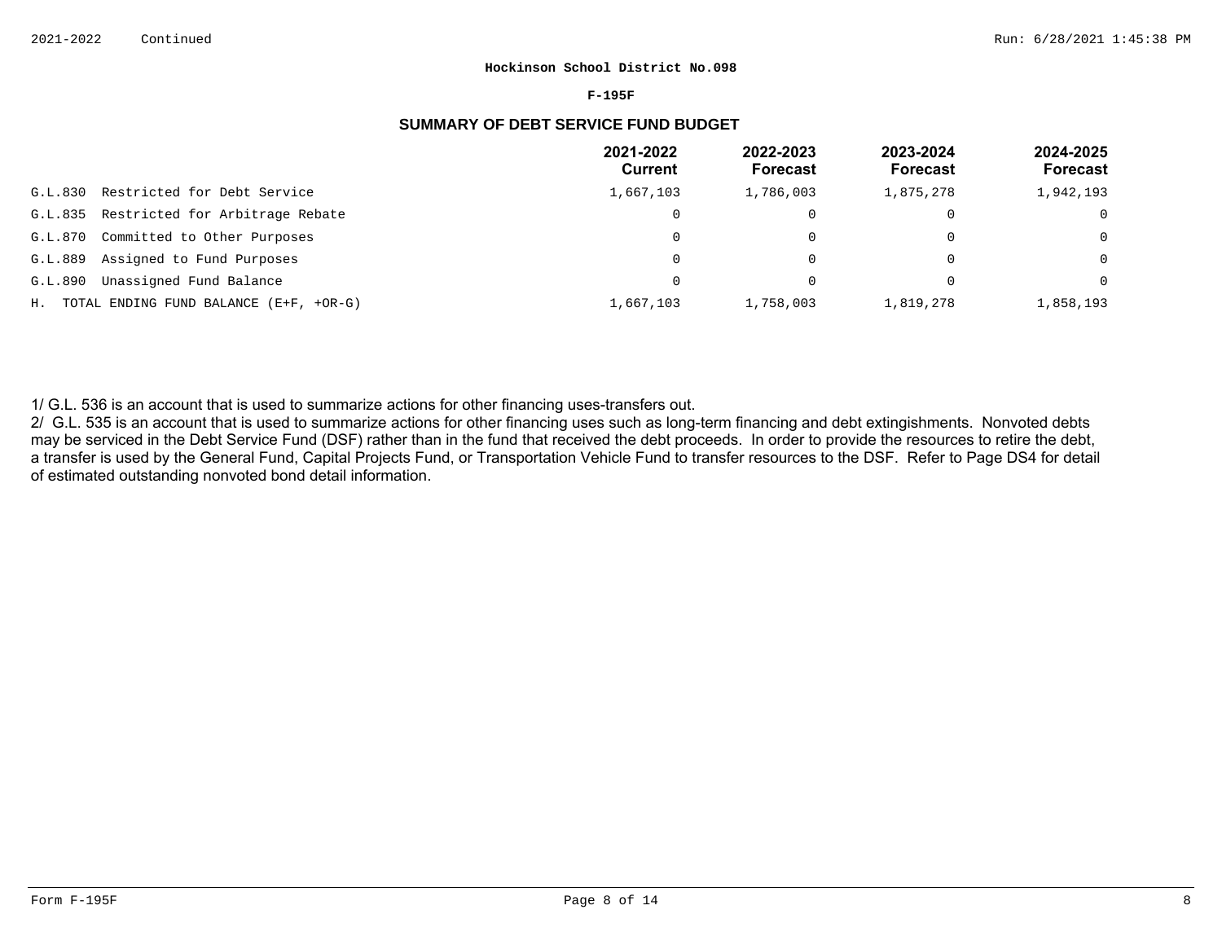**Hockinson School District No.098**

**F-195F**

## SUMMARY OF DEBT SERVICE FUND BUDGET

| | 2021-2022 Current | 2022-2023 Forecast | 2023-2024 Forecast | 2024-2025 Forecast |
|---|---|---|---|---|
| G.L.830 Restricted for Debt Service | 1,667,103 | 1,786,003 | 1,875,278 | 1,942,193 |
| G.L.835 Restricted for Arbitrage Rebate | 0 | 0 | 0 | 0 |
| G.L.870 Committed to Other Purposes | 0 | 0 | 0 | 0 |
| G.L.889 Assigned to Fund Purposes | 0 | 0 | 0 | 0 |
| G.L.890 Unassigned Fund Balance | 0 | 0 | 0 | 0 |
| H. TOTAL ENDING FUND BALANCE (E+F, +OR-G) | 1,667,103 | 1,758,003 | 1,819,278 | 1,858,193 |

1/ G.L. 536 is an account that is used to summarize actions for other financing uses-transfers out.

2/ G.L. 535 is an account that is used to summarize actions for other financing uses such as long-term financing and debt extingishments. Nonvoted debts may be serviced in the Debt Service Fund (DSF) rather than in the fund that received the debt proceeds. In order to provide the resources to retire the debt, a transfer is used by the General Fund, Capital Projects Fund, or Transportation Vehicle Fund to transfer resources to the DSF. Refer to Page DS4 for detail of estimated outstanding nonvoted bond detail information.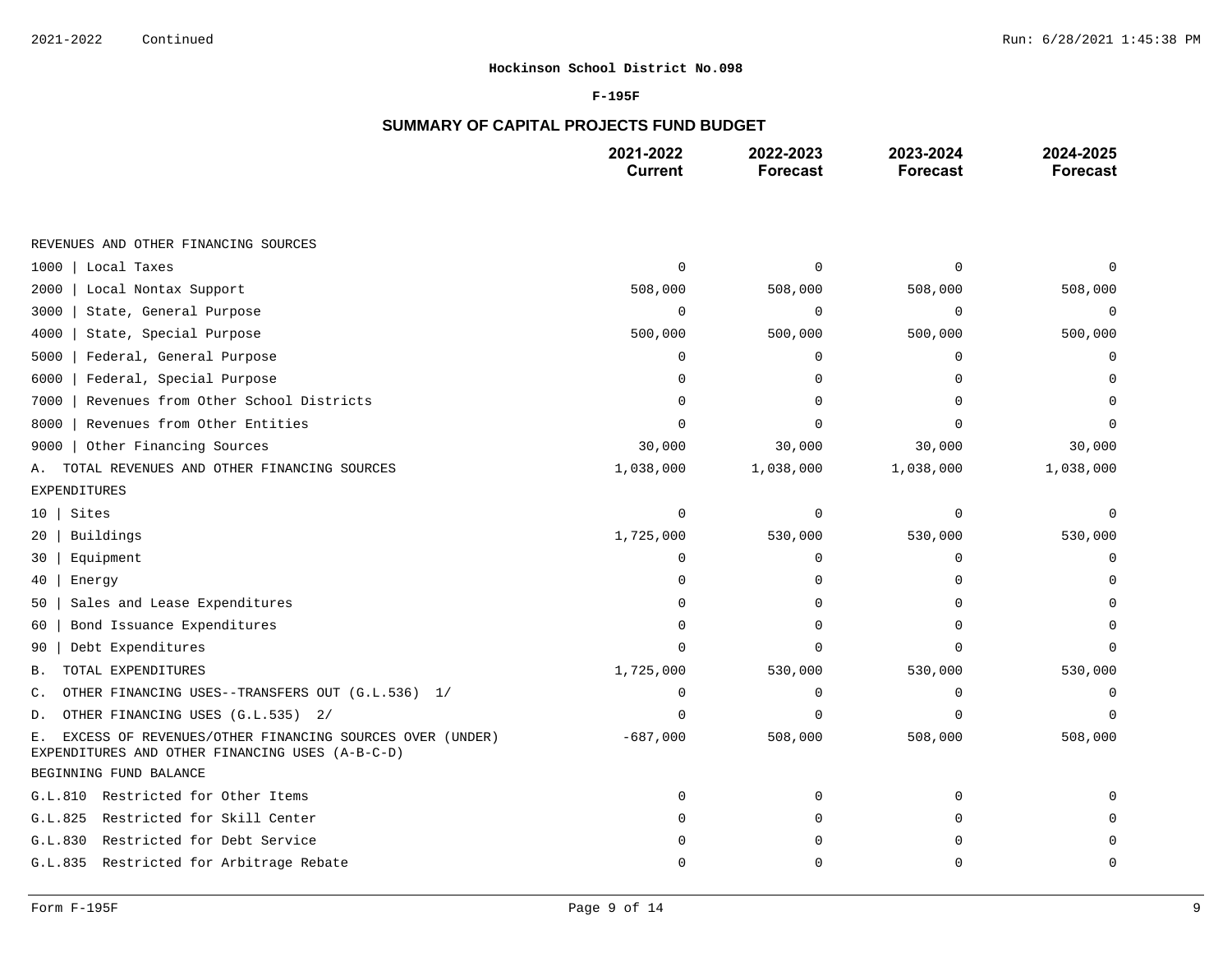**Hockinson School District No.098**

**F-195F**

## SUMMARY OF CAPITAL PROJECTS FUND BUDGET

| | 2021-2022 Current | 2022-2023 Forecast | 2023-2024 Forecast | 2024-2025 Forecast |
|---|---|---|---|---|
| REVENUES AND OTHER FINANCING SOURCES | | | | |
| 1000 \| Local Taxes | 0 | 0 | 0 | 0 |
| 2000 \| Local Nontax Support | 508,000 | 508,000 | 508,000 | 508,000 |
| 3000 \| State, General Purpose | 0 | 0 | 0 | 0 |
| 4000 \| State, Special Purpose | 500,000 | 500,000 | 500,000 | 500,000 |
| 5000 \| Federal, General Purpose | 0 | 0 | 0 | 0 |
| 6000 \| Federal, Special Purpose | 0 | 0 | 0 | 0 |
| 7000 \| Revenues from Other School Districts | 0 | 0 | 0 | 0 |
| 8000 \| Revenues from Other Entities | 0 | 0 | 0 | 0 |
| 9000 \| Other Financing Sources | 30,000 | 30,000 | 30,000 | 30,000 |
| A. TOTAL REVENUES AND OTHER FINANCING SOURCES | 1,038,000 | 1,038,000 | 1,038,000 | 1,038,000 |
| EXPENDITURES | | | | |
| 10 \| Sites | 0 | 0 | 0 | 0 |
| 20 \| Buildings | 1,725,000 | 530,000 | 530,000 | 530,000 |
| 30 \| Equipment | 0 | 0 | 0 | 0 |
| 40 \| Energy | 0 | 0 | 0 | 0 |
| 50 \| Sales and Lease Expenditures | 0 | 0 | 0 | 0 |
| 60 \| Bond Issuance Expenditures | 0 | 0 | 0 | 0 |
| 90 \| Debt Expenditures | 0 | 0 | 0 | 0 |
| B. TOTAL EXPENDITURES | 1,725,000 | 530,000 | 530,000 | 530,000 |
| C. OTHER FINANCING USES--TRANSFERS OUT (G.L.536) 1/ | 0 | 0 | 0 | 0 |
| D. OTHER FINANCING USES (G.L.535) 2/ | 0 | 0 | 0 | 0 |
| E. EXCESS OF REVENUES/OTHER FINANCING SOURCES OVER (UNDER) EXPENDITURES AND OTHER FINANCING USES (A-B-C-D) | -687,000 | 508,000 | 508,000 | 508,000 |
| BEGINNING FUND BALANCE | | | | |
| G.L.810 Restricted for Other Items | 0 | 0 | 0 | 0 |
| G.L.825 Restricted for Skill Center | 0 | 0 | 0 | 0 |
| G.L.830 Restricted for Debt Service | 0 | 0 | 0 | 0 |
| G.L.835 Restricted for Arbitrage Rebate | 0 | 0 | 0 | 0 |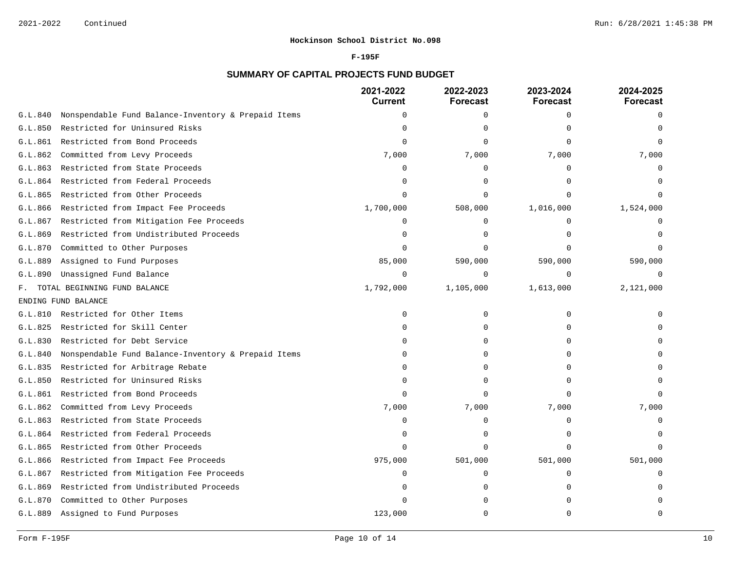**Hockinson School District No.098**

**F-195F**

## SUMMARY OF CAPITAL PROJECTS FUND BUDGET

| | 2021-2022 Current | 2022-2023 Forecast | 2023-2024 Forecast | 2024-2025 Forecast |
|---|---|---|---|---|
| G.L.840 Nonspendable Fund Balance-Inventory & Prepaid Items | 0 | 0 | 0 | 0 |
| G.L.850 Restricted for Uninsured Risks | 0 | 0 | 0 | 0 |
| G.L.861 Restricted from Bond Proceeds | 0 | 0 | 0 | 0 |
| G.L.862 Committed from Levy Proceeds | 7,000 | 7,000 | 7,000 | 7,000 |
| G.L.863 Restricted from State Proceeds | 0 | 0 | 0 | 0 |
| G.L.864 Restricted from Federal Proceeds | 0 | 0 | 0 | 0 |
| G.L.865 Restricted from Other Proceeds | 0 | 0 | 0 | 0 |
| G.L.866 Restricted from Impact Fee Proceeds | 1,700,000 | 508,000 | 1,016,000 | 1,524,000 |
| G.L.867 Restricted from Mitigation Fee Proceeds | 0 | 0 | 0 | 0 |
| G.L.869 Restricted from Undistributed Proceeds | 0 | 0 | 0 | 0 |
| G.L.870 Committed to Other Purposes | 0 | 0 | 0 | 0 |
| G.L.889 Assigned to Fund Purposes | 85,000 | 590,000 | 590,000 | 590,000 |
| G.L.890 Unassigned Fund Balance | 0 | 0 | 0 | 0 |
| F. TOTAL BEGINNING FUND BALANCE | 1,792,000 | 1,105,000 | 1,613,000 | 2,121,000 |
| ENDING FUND BALANCE | | | | |
| G.L.810 Restricted for Other Items | 0 | 0 | 0 | 0 |
| G.L.825 Restricted for Skill Center | 0 | 0 | 0 | 0 |
| G.L.830 Restricted for Debt Service | 0 | 0 | 0 | 0 |
| G.L.840 Nonspendable Fund Balance-Inventory & Prepaid Items | 0 | 0 | 0 | 0 |
| G.L.835 Restricted for Arbitrage Rebate | 0 | 0 | 0 | 0 |
| G.L.850 Restricted for Uninsured Risks | 0 | 0 | 0 | 0 |
| G.L.861 Restricted from Bond Proceeds | 0 | 0 | 0 | 0 |
| G.L.862 Committed from Levy Proceeds | 7,000 | 7,000 | 7,000 | 7,000 |
| G.L.863 Restricted from State Proceeds | 0 | 0 | 0 | 0 |
| G.L.864 Restricted from Federal Proceeds | 0 | 0 | 0 | 0 |
| G.L.865 Restricted from Other Proceeds | 0 | 0 | 0 | 0 |
| G.L.866 Restricted from Impact Fee Proceeds | 975,000 | 501,000 | 501,000 | 501,000 |
| G.L.867 Restricted from Mitigation Fee Proceeds | 0 | 0 | 0 | 0 |
| G.L.869 Restricted from Undistributed Proceeds | 0 | 0 | 0 | 0 |
| G.L.870 Committed to Other Purposes | 0 | 0 | 0 | 0 |
| G.L.889 Assigned to Fund Purposes | 123,000 | 0 | 0 | 0 |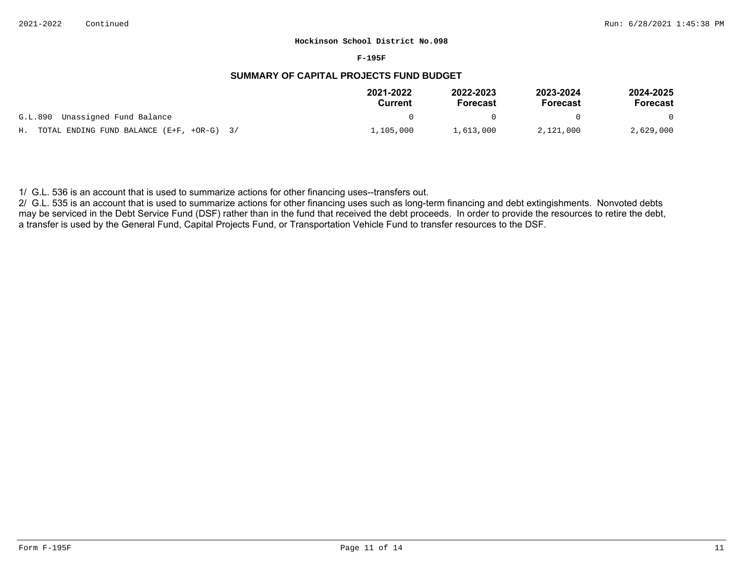Hockinson School District No.098

F-195F

## SUMMARY OF CAPITAL PROJECTS FUND BUDGET

| | 2021-2022 Current | 2022-2023 Forecast | 2023-2024 Forecast | 2024-2025 Forecast |
|---|---|---|---|---|
| G.L.890 Unassigned Fund Balance | 0 | 0 | 0 | 0 |
| H. TOTAL ENDING FUND BALANCE (E+F, +OR-G) 3/ | 1,105,000 | 1,613,000 | 2,121,000 | 2,629,000 |

1/ G.L. 536 is an account that is used to summarize actions for other financing uses--transfers out.

2/ G.L. 535 is an account that is used to summarize actions for other financing uses such as long-term financing and debt extingishments. Nonvoted debts may be serviced in the Debt Service Fund (DSF) rather than in the fund that received the debt proceeds. In order to provide the resources to retire the debt, a transfer is used by the General Fund, Capital Projects Fund, or Transportation Vehicle Fund to transfer resources to the DSF.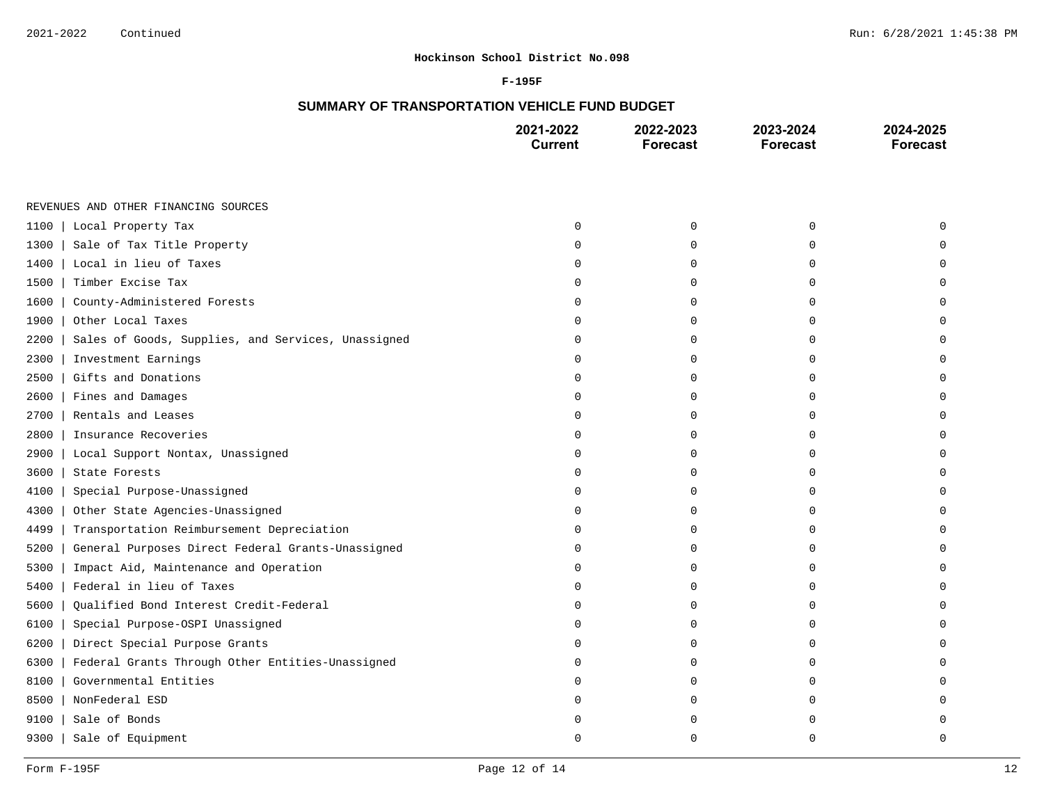**Hockinson School District No.098**

**F-195F**

## SUMMARY OF TRANSPORTATION VEHICLE FUND BUDGET

| | 2021-2022 Current | 2022-2023 Forecast | 2023-2024 Forecast | 2024-2025 Forecast |
|---|---|---|---|---|
| REVENUES AND OTHER FINANCING SOURCES | | | | |
| 1100 \| Local Property Tax | 0 | 0 | 0 | 0 |
| 1300 \| Sale of Tax Title Property | 0 | 0 | 0 | 0 |
| 1400 \| Local in lieu of Taxes | 0 | 0 | 0 | 0 |
| 1500 \| Timber Excise Tax | 0 | 0 | 0 | 0 |
| 1600 \| County-Administered Forests | 0 | 0 | 0 | 0 |
| 1900 \| Other Local Taxes | 0 | 0 | 0 | 0 |
| 2200 \| Sales of Goods, Supplies, and Services, Unassigned | 0 | 0 | 0 | 0 |
| 2300 \| Investment Earnings | 0 | 0 | 0 | 0 |
| 2500 \| Gifts and Donations | 0 | 0 | 0 | 0 |
| 2600 \| Fines and Damages | 0 | 0 | 0 | 0 |
| 2700 \| Rentals and Leases | 0 | 0 | 0 | 0 |
| 2800 \| Insurance Recoveries | 0 | 0 | 0 | 0 |
| 2900 \| Local Support Nontax, Unassigned | 0 | 0 | 0 | 0 |
| 3600 \| State Forests | 0 | 0 | 0 | 0 |
| 4100 \| Special Purpose-Unassigned | 0 | 0 | 0 | 0 |
| 4300 \| Other State Agencies-Unassigned | 0 | 0 | 0 | 0 |
| 4499 \| Transportation Reimbursement Depreciation | 0 | 0 | 0 | 0 |
| 5200 \| General Purposes Direct Federal Grants-Unassigned | 0 | 0 | 0 | 0 |
| 5300 \| Impact Aid, Maintenance and Operation | 0 | 0 | 0 | 0 |
| 5400 \| Federal in lieu of Taxes | 0 | 0 | 0 | 0 |
| 5600 \| Qualified Bond Interest Credit-Federal | 0 | 0 | 0 | 0 |
| 6100 \| Special Purpose-OSPI Unassigned | 0 | 0 | 0 | 0 |
| 6200 \| Direct Special Purpose Grants | 0 | 0 | 0 | 0 |
| 6300 \| Federal Grants Through Other Entities-Unassigned | 0 | 0 | 0 | 0 |
| 8100 \| Governmental Entities | 0 | 0 | 0 | 0 |
| 8500 \| NonFederal ESD | 0 | 0 | 0 | 0 |
| 9100 \| Sale of Bonds | 0 | 0 | 0 | 0 |
| 9300 \| Sale of Equipment | 0 | 0 | 0 | 0 |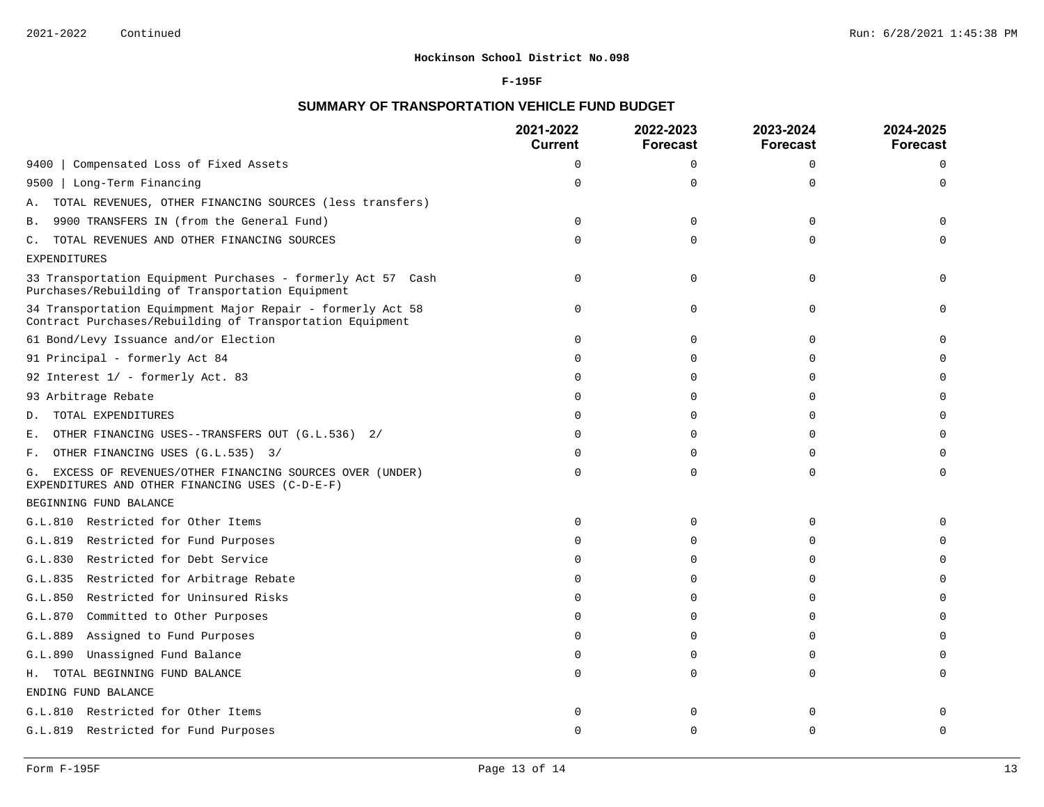**Hockinson School District No.098**

**F-195F**

## SUMMARY OF TRANSPORTATION VEHICLE FUND BUDGET

| | 2021-2022 Current | 2022-2023 Forecast | 2023-2024 Forecast | 2024-2025 Forecast |
|---|---|---|---|---|
| 9400 \| Compensated Loss of Fixed Assets | 0 | 0 | 0 | 0 |
| 9500 \| Long-Term Financing | 0 | 0 | 0 | 0 |
| A. TOTAL REVENUES, OTHER FINANCING SOURCES (less transfers) | | | | |
| B. 9900 TRANSFERS IN (from the General Fund) | 0 | 0 | 0 | 0 |
| C. TOTAL REVENUES AND OTHER FINANCING SOURCES | 0 | 0 | 0 | 0 |
| EXPENDITURES | | | | |
| 33 Transportation Equipment Purchases - formerly Act 57 Cash Purchases/Rebuilding of Transportation Equipment | 0 | 0 | 0 | 0 |
| 34 Transportation Equimpment Major Repair - formerly Act 58 Contract Purchases/Rebuilding of Transportation Equipment | 0 | 0 | 0 | 0 |
| 61 Bond/Levy Issuance and/or Election | 0 | 0 | 0 | 0 |
| 91 Principal - formerly Act 84 | 0 | 0 | 0 | 0 |
| 92 Interest 1/ - formerly Act. 83 | 0 | 0 | 0 | 0 |
| 93 Arbitrage Rebate | 0 | 0 | 0 | 0 |
| D. TOTAL EXPENDITURES | 0 | 0 | 0 | 0 |
| E. OTHER FINANCING USES--TRANSFERS OUT (G.L.536) 2/ | 0 | 0 | 0 | 0 |
| F. OTHER FINANCING USES (G.L.535) 3/ | 0 | 0 | 0 | 0 |
| G. EXCESS OF REVENUES/OTHER FINANCING SOURCES OVER (UNDER) EXPENDITURES AND OTHER FINANCING USES (C-D-E-F) | 0 | 0 | 0 | 0 |
| BEGINNING FUND BALANCE | | | | |
| G.L.810 Restricted for Other Items | 0 | 0 | 0 | 0 |
| G.L.819 Restricted for Fund Purposes | 0 | 0 | 0 | 0 |
| G.L.830 Restricted for Debt Service | 0 | 0 | 0 | 0 |
| G.L.835 Restricted for Arbitrage Rebate | 0 | 0 | 0 | 0 |
| G.L.850 Restricted for Uninsured Risks | 0 | 0 | 0 | 0 |
| G.L.870 Committed to Other Purposes | 0 | 0 | 0 | 0 |
| G.L.889 Assigned to Fund Purposes | 0 | 0 | 0 | 0 |
| G.L.890 Unassigned Fund Balance | 0 | 0 | 0 | 0 |
| H. TOTAL BEGINNING FUND BALANCE | 0 | 0 | 0 | 0 |
| ENDING FUND BALANCE | | | | |
| G.L.810 Restricted for Other Items | 0 | 0 | 0 | 0 |
| G.L.819 Restricted for Fund Purposes | 0 | 0 | 0 | 0 |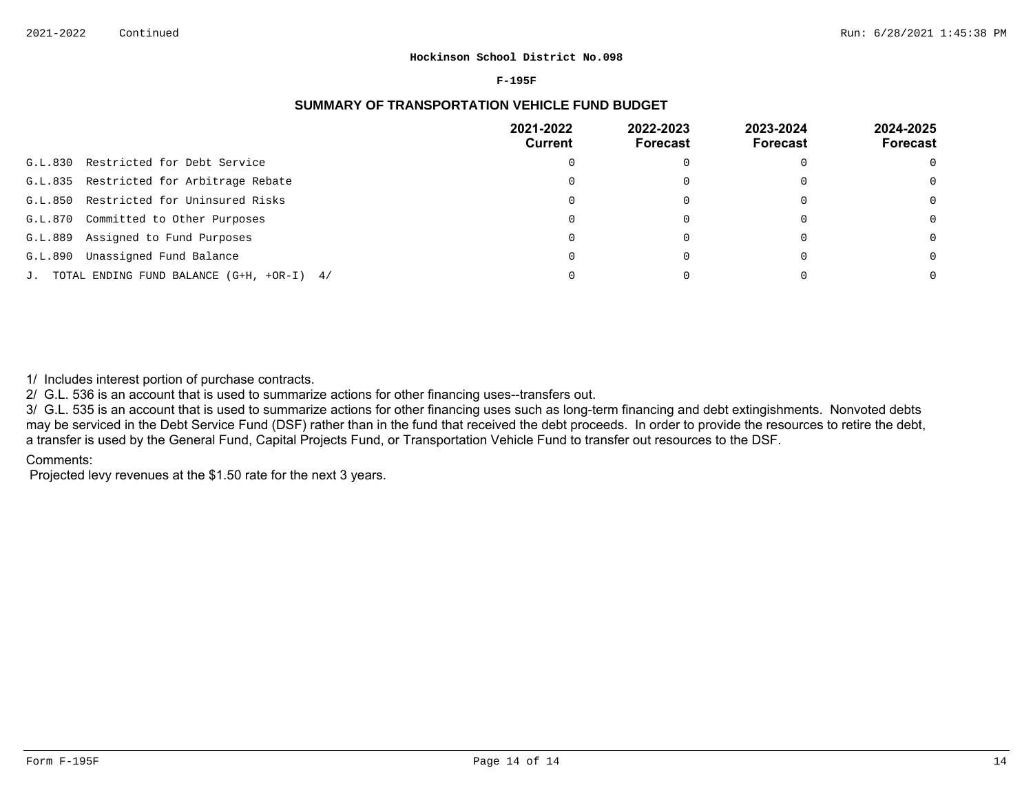**Hockinson School District No.098**

**F-195F**

## SUMMARY OF TRANSPORTATION VEHICLE FUND BUDGET

| | 2021-2022 Current | 2022-2023 Forecast | 2023-2024 Forecast | 2024-2025 Forecast |
|---|---|---|---|---|
| G.L.830 Restricted for Debt Service | 0 | 0 | 0 | 0 |
| G.L.835 Restricted for Arbitrage Rebate | 0 | 0 | 0 | 0 |
| G.L.850 Restricted for Uninsured Risks | 0 | 0 | 0 | 0 |
| G.L.870 Committed to Other Purposes | 0 | 0 | 0 | 0 |
| G.L.889 Assigned to Fund Purposes | 0 | 0 | 0 | 0 |
| G.L.890 Unassigned Fund Balance | 0 | 0 | 0 | 0 |
| J. TOTAL ENDING FUND BALANCE (G+H, +OR-I) 4/ | 0 | 0 | 0 | 0 |

1/ Includes interest portion of purchase contracts.

2/ G.L. 536 is an account that is used to summarize actions for other financing uses--transfers out.

3/ G.L. 535 is an account that is used to summarize actions for other financing uses such as long-term financing and debt extingishments. Nonvoted debts may be serviced in the Debt Service Fund (DSF) rather than in the fund that received the debt proceeds. In order to provide the resources to retire the debt, a transfer is used by the General Fund, Capital Projects Fund, or Transportation Vehicle Fund to transfer out resources to the DSF.

Comments:

Projected levy revenues at the $1.50 rate for the next 3 years.